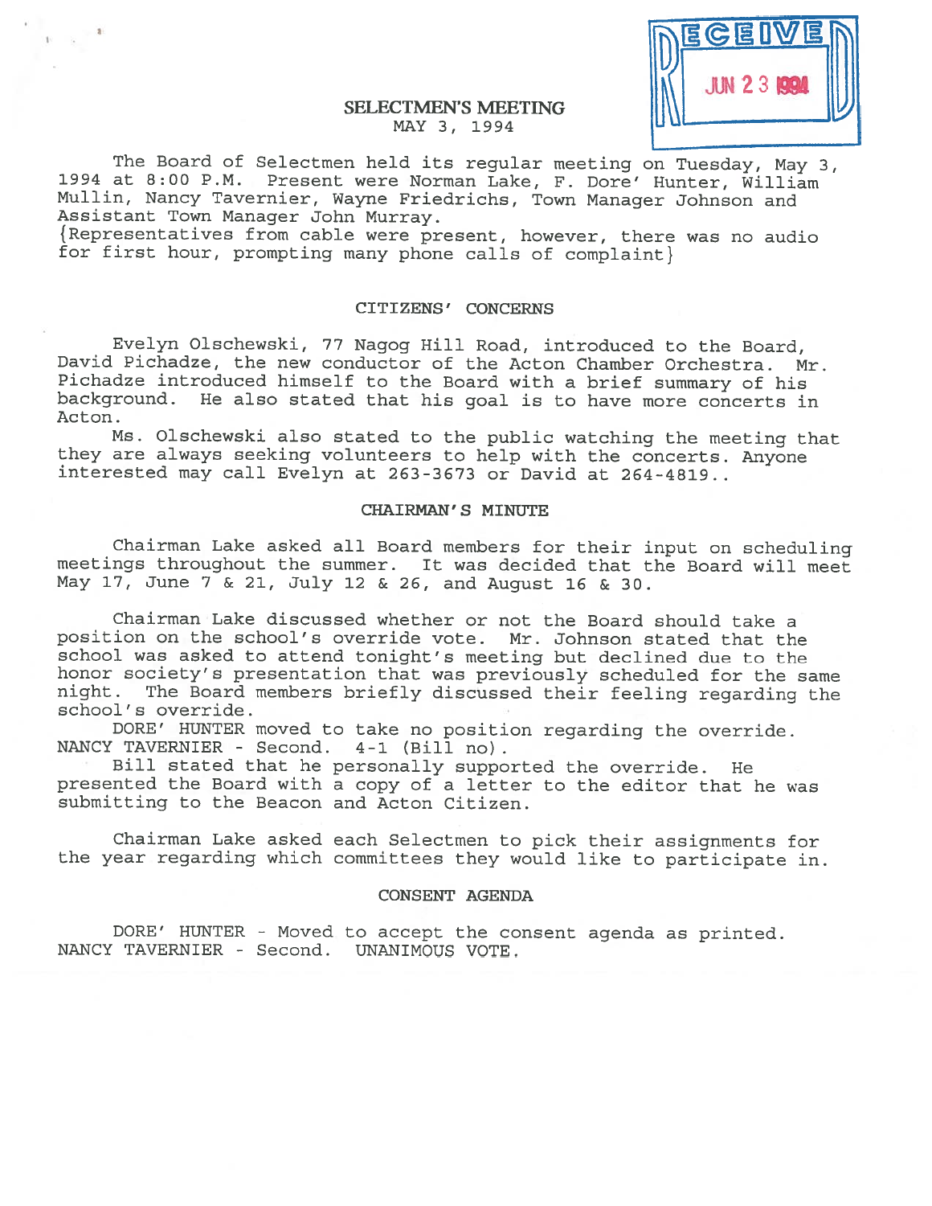RECEIVED JUN 23 1994

# SELECTMEN'S MEETING
MAY 3, 1994

The Board of Selectmen held its regular meeting on Tuesday, May 3, 1994 at 8:00 P.M. Present were Norman Lake, F. Dore' Hunter, William Mullin, Nancy Tavernier, Wayne Friedrichs, Town Manager Johnson and Assistant Town Manager John Murray.
{Representatives from cable were present, however, there was no audio for first hour, prompting many phone calls of complaint}

## CITIZENS' CONCERNS

Evelyn Olschewski, 77 Nagog Hill Road, introduced to the Board, David Pichadze, the new conductor of the Acton Chamber Orchestra. Mr. Pichadze introduced himself to the Board with a brief summary of his background. He also stated that his goal is to have more concerts in Acton.

Ms. Olschewski also stated to the public watching the meeting that they are always seeking volunteers to help with the concerts. Anyone interested may call Evelyn at 263-3673 or David at 264-4819..

## CHAIRMAN'S MINUTE

Chairman Lake asked all Board members for their input on scheduling meetings throughout the summer. It was decided that the Board will meet May 17, June 7 & 21, July 12 & 26, and August 16 & 30.

Chairman Lake discussed whether or not the Board should take a position on the school's override vote. Mr. Johnson stated that the school was asked to attend tonight's meeting but declined due to the honor society's presentation that was previously scheduled for the same night. The Board members briefly discussed their feeling regarding the school's override.

DORE' HUNTER moved to take no position regarding the override. NANCY TAVERNIER - Second. 4-1 (Bill no).

Bill stated that he personally supported the override. He presented the Board with a copy of a letter to the editor that he was submitting to the Beacon and Acton Citizen.

Chairman Lake asked each Selectmen to pick their assignments for the year regarding which committees they would like to participate in.

## CONSENT AGENDA

DORE' HUNTER - Moved to accept the consent agenda as printed. NANCY TAVERNIER - Second. UNANIMOUS VOTE.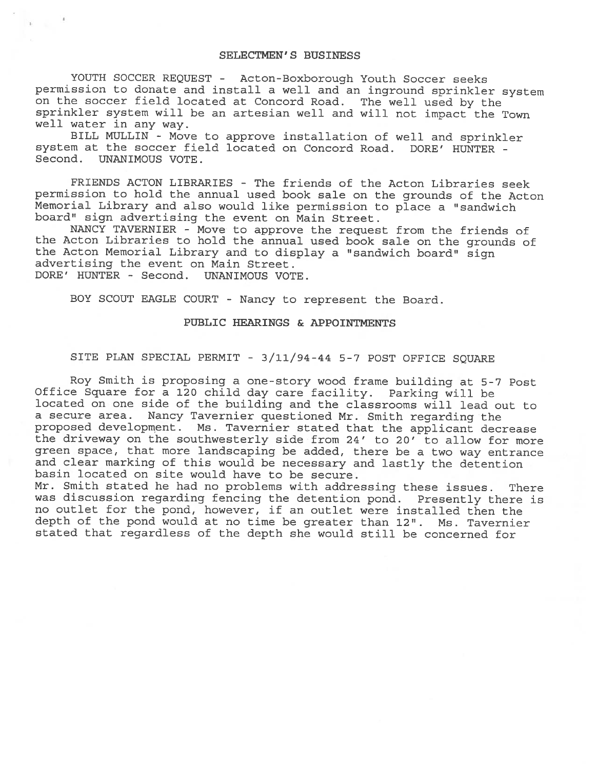## SELECTMEN'S BUSINESS

YOUTH SOCCER REQUEST - Acton-Boxborough Youth Soccer seeks permission to donate and install a well and an inground sprinkler system on the soccer field located at Concord Road. The well used by the sprinkler system will be an artesian well and will not impact the Town well water in any way.

BILL MULLIN - Move to approve installation of well and sprinkler system at the soccer field located on Concord Road. DORE' HUNTER - Second. UNANIMOUS VOTE.

FRIENDS ACTON LIBRARIES - The friends of the Acton Libraries seek permission to hold the annual used book sale on the grounds of the Acton Memorial Library and also would like permission to place a "sandwich board" sign advertising the event on Main Street.

NANCY TAVERNIER - Move to approve the request from the friends of the Acton Libraries to hold the annual used book sale on the grounds of the Acton Memorial Library and to display a "sandwich board" sign advertising the event on Main Street.
DORE' HUNTER - Second. UNANIMOUS VOTE.

BOY SCOUT EAGLE COURT - Nancy to represent the Board.

## PUBLIC HEARINGS & APPOINTMENTS

SITE PLAN SPECIAL PERMIT - 3/11/94-44 5-7 POST OFFICE SQUARE

Roy Smith is proposing a one-story wood frame building at 5-7 Post Office Square for a 120 child day care facility. Parking will be located on one side of the building and the classrooms will lead out to a secure area. Nancy Tavernier questioned Mr. Smith regarding the proposed development. Ms. Tavernier stated that the applicant decrease the driveway on the southwesterly side from 24' to 20' to allow for more green space, that more landscaping be added, there be a two way entrance and clear marking of this would be necessary and lastly the detention basin located on site would have to be secure.
Mr. Smith stated he had no problems with addressing these issues. There was discussion regarding fencing the detention pond. Presently there is no outlet for the pond, however, if an outlet were installed then the depth of the pond would at no time be greater than 12". Ms. Tavernier stated that regardless of the depth she would still be concerned for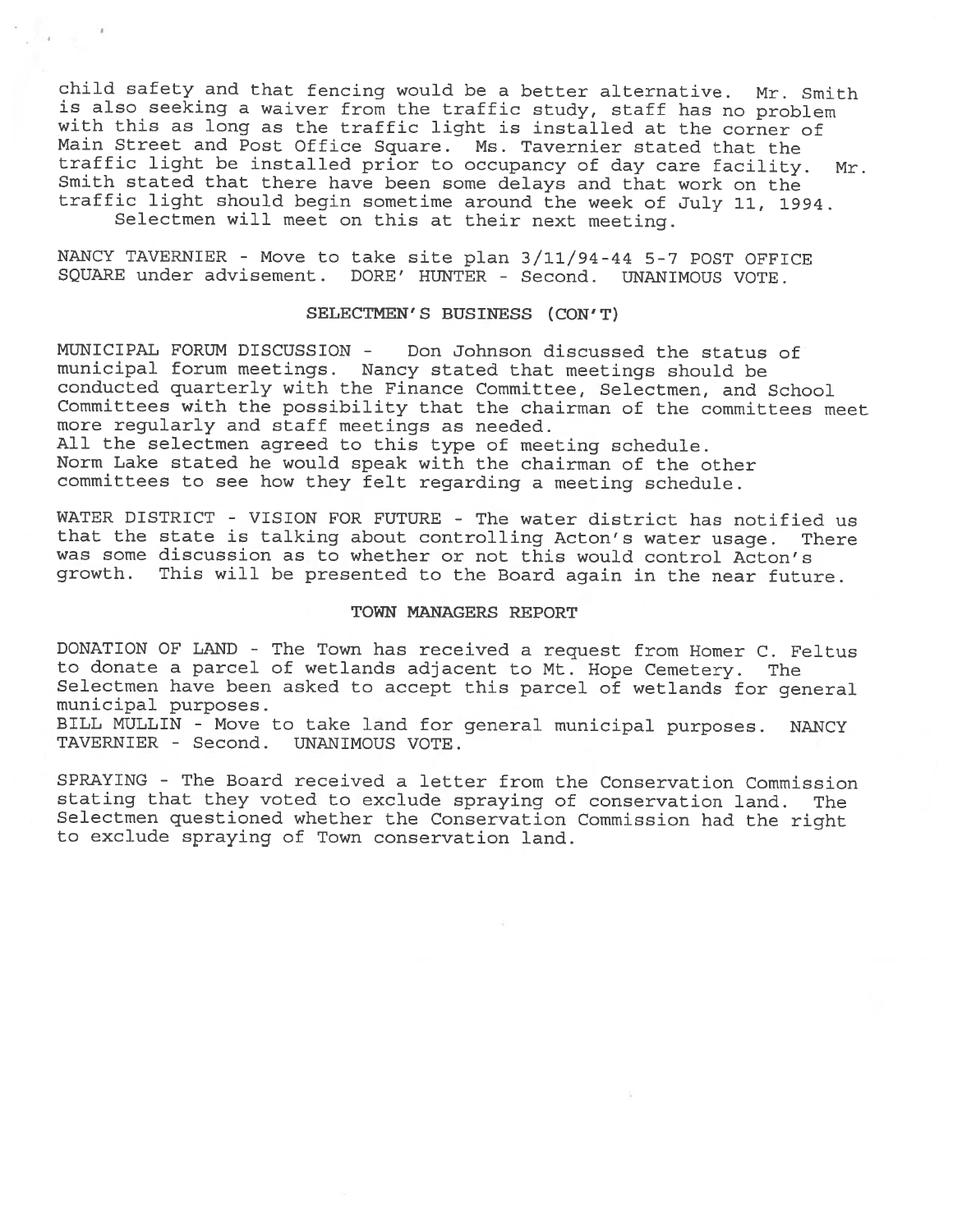child safety and that fencing would be a better alternative. Mr. Smith is also seeking a waiver from the traffic study, staff has no problem with this as long as the traffic light is installed at the corner of Main Street and Post Office Square. Ms. Tavernier stated that the traffic light be installed prior to occupancy of day care facility. Mr. Smith stated that there have been some delays and that work on the traffic light should begin sometime around the week of July 11, 1994.
Selectmen will meet on this at their next meeting.

NANCY TAVERNIER - Move to take site plan 3/11/94-44 5-7 POST OFFICE SQUARE under advisement. DORE' HUNTER - Second. UNANIMOUS VOTE.

## SELECTMEN'S BUSINESS (CON'T)

MUNICIPAL FORUM DISCUSSION - Don Johnson discussed the status of municipal forum meetings. Nancy stated that meetings should be conducted quarterly with the Finance Committee, Selectmen, and School Committees with the possibility that the chairman of the committees meet more regularly and staff meetings as needed.
All the selectmen agreed to this type of meeting schedule.
Norm Lake stated he would speak with the chairman of the other committees to see how they felt regarding a meeting schedule.

WATER DISTRICT - VISION FOR FUTURE - The water district has notified us that the state is talking about controlling Acton's water usage. There was some discussion as to whether or not this would control Acton's growth. This will be presented to the Board again in the near future.

## TOWN MANAGERS REPORT

DONATION OF LAND - The Town has received a request from Homer C. Feltus to donate a parcel of wetlands adjacent to Mt. Hope Cemetery. The Selectmen have been asked to accept this parcel of wetlands for general municipal purposes.
BILL MULLIN - Move to take land for general municipal purposes. NANCY TAVERNIER - Second. UNANIMOUS VOTE.

SPRAYING - The Board received a letter from the Conservation Commission stating that they voted to exclude spraying of conservation land. The Selectmen questioned whether the Conservation Commission had the right to exclude spraying of Town conservation land.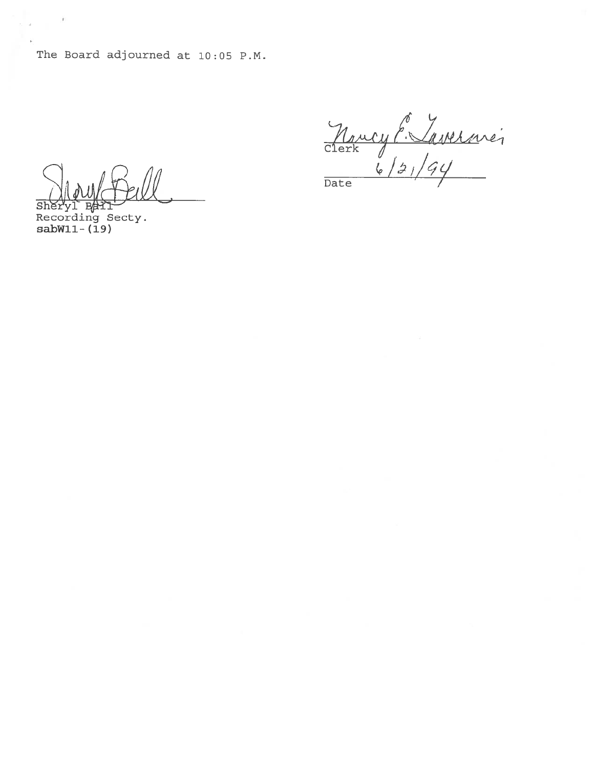The Board adjourned at 10:05 P.M.

Nancy E. Lavernoi
Clerk

6/21/94
Date

Sheryl Ball
Sheryl Ball
Recording Secty.
**sabW11-(19)**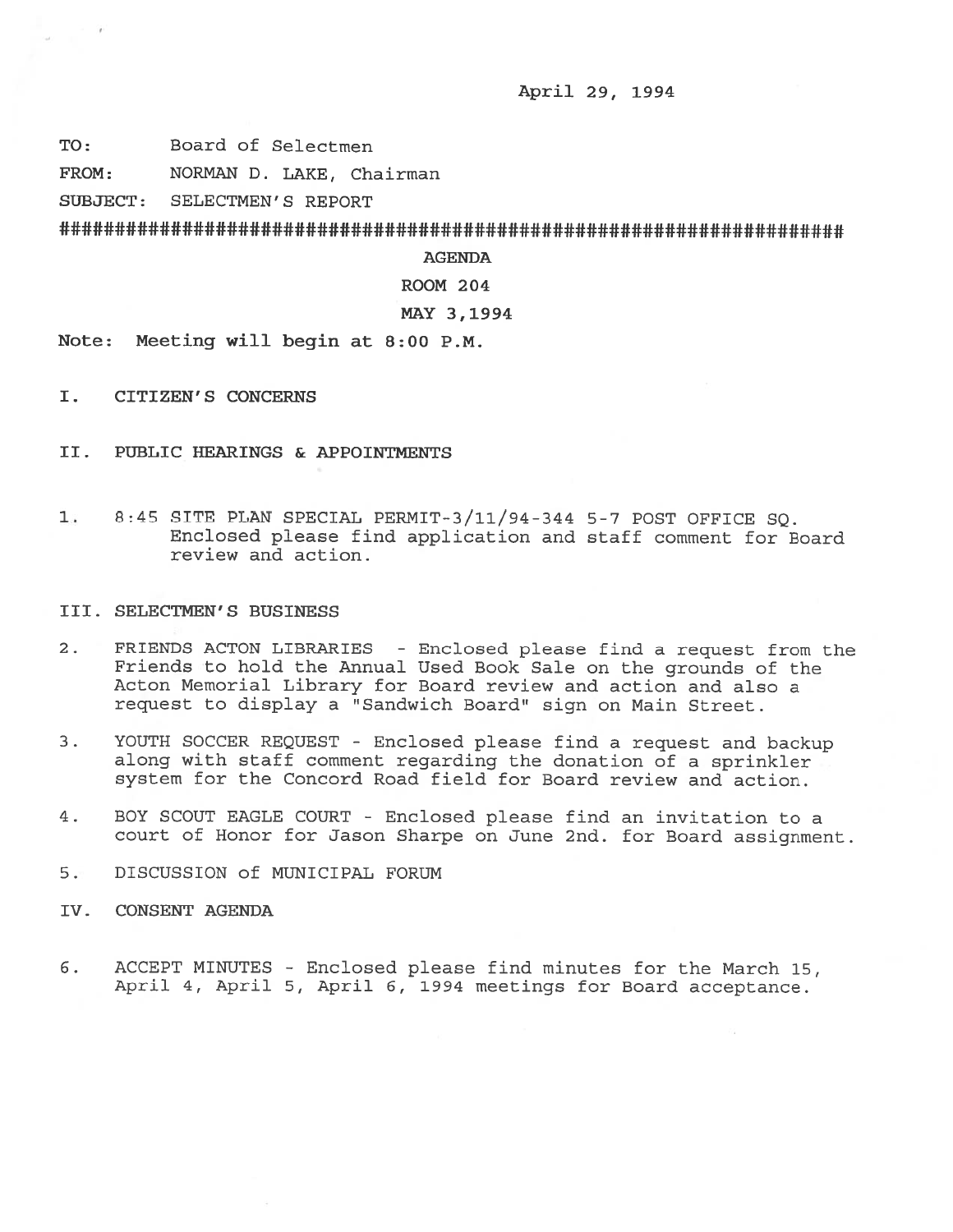April 29, 1994

**TO:** Board of Selectmen

**FROM:** NORMAN D. LAKE, Chairman

**SUBJECT:** SELECTMEN'S REPORT

##########################################################################

**AGENDA**

**ROOM 204**

**MAY 3,1994**

**Note: Meeting will begin at 8:00 P.M.**

I. CITIZEN'S CONCERNS

II. PUBLIC HEARINGS & APPOINTMENTS

1. 8:45 SITE PLAN SPECIAL PERMIT-3/11/94-344 5-7 POST OFFICE SQ. Enclosed please find application and staff comment for Board review and action.

III. SELECTMEN'S BUSINESS

2. FRIENDS ACTON LIBRARIES - Enclosed please find a request from the Friends to hold the Annual Used Book Sale on the grounds of the Acton Memorial Library for Board review and action and also a request to display a "Sandwich Board" sign on Main Street.

3. YOUTH SOCCER REQUEST - Enclosed please find a request and backup along with staff comment regarding the donation of a sprinkler system for the Concord Road field for Board review and action.

4. BOY SCOUT EAGLE COURT - Enclosed please find an invitation to a court of Honor for Jason Sharpe on June 2nd. for Board assignment.

5. DISCUSSION of MUNICIPAL FORUM

IV. CONSENT AGENDA

6. ACCEPT MINUTES - Enclosed please find minutes for the March 15, April 4, April 5, April 6, 1994 meetings for Board acceptance.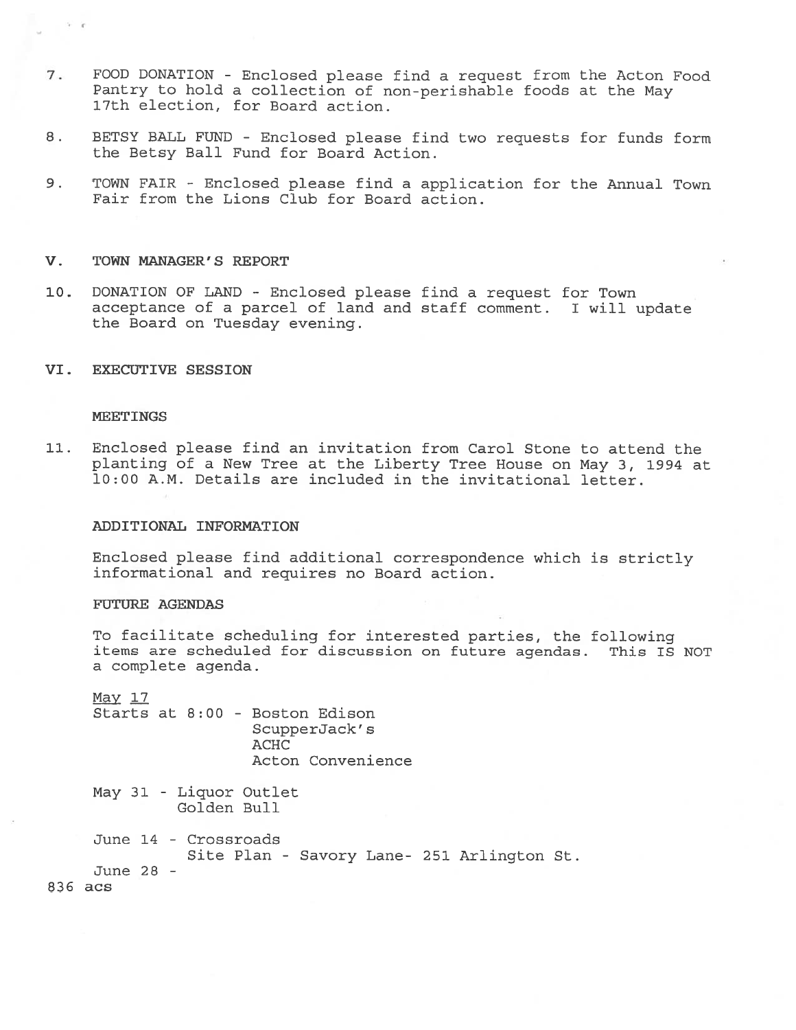7. FOOD DONATION - Enclosed please find a request from the Acton Food Pantry to hold a collection of non-perishable foods at the May 17th election, for Board action.

8. BETSY BALL FUND - Enclosed please find two requests for funds form the Betsy Ball Fund for Board Action.

9. TOWN FAIR - Enclosed please find a application for the Annual Town Fair from the Lions Club for Board action.

## V. TOWN MANAGER'S REPORT

10. DONATION OF LAND - Enclosed please find a request for Town acceptance of a parcel of land and staff comment. I will update the Board on Tuesday evening.

## VI. EXECUTIVE SESSION

### MEETINGS

11. Enclosed please find an invitation from Carol Stone to attend the planting of a New Tree at the Liberty Tree House on May 3, 1994 at 10:00 A.M. Details are included in the invitational letter.

### ADDITIONAL INFORMATION

Enclosed please find additional correspondence which is strictly informational and requires no Board action.

### FUTURE AGENDAS

To facilitate scheduling for interested parties, the following items are scheduled for discussion on future agendas. This IS NOT a complete agenda.

May 17
Starts at 8:00 - Boston Edison
ScupperJack's
ACHC
Acton Convenience

May 31 - Liquor Outlet
Golden Bull

June 14 - Crossroads
Site Plan - Savory Lane- 251 Arlington St.

June 28 -

836 acs